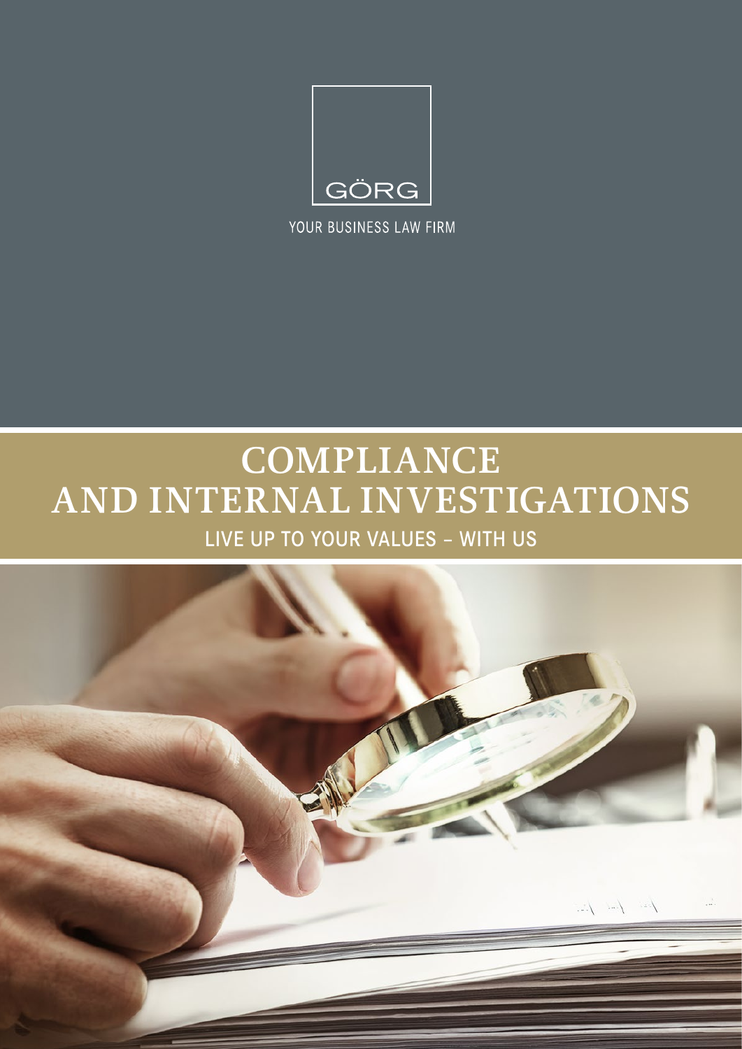GÖRG

YOUR BUSINESS LAW FIRM

# COMPLIANCE AND INTERNAL INVESTIGATIONS

## LIVE UP TO YOUR VALUES – WITH US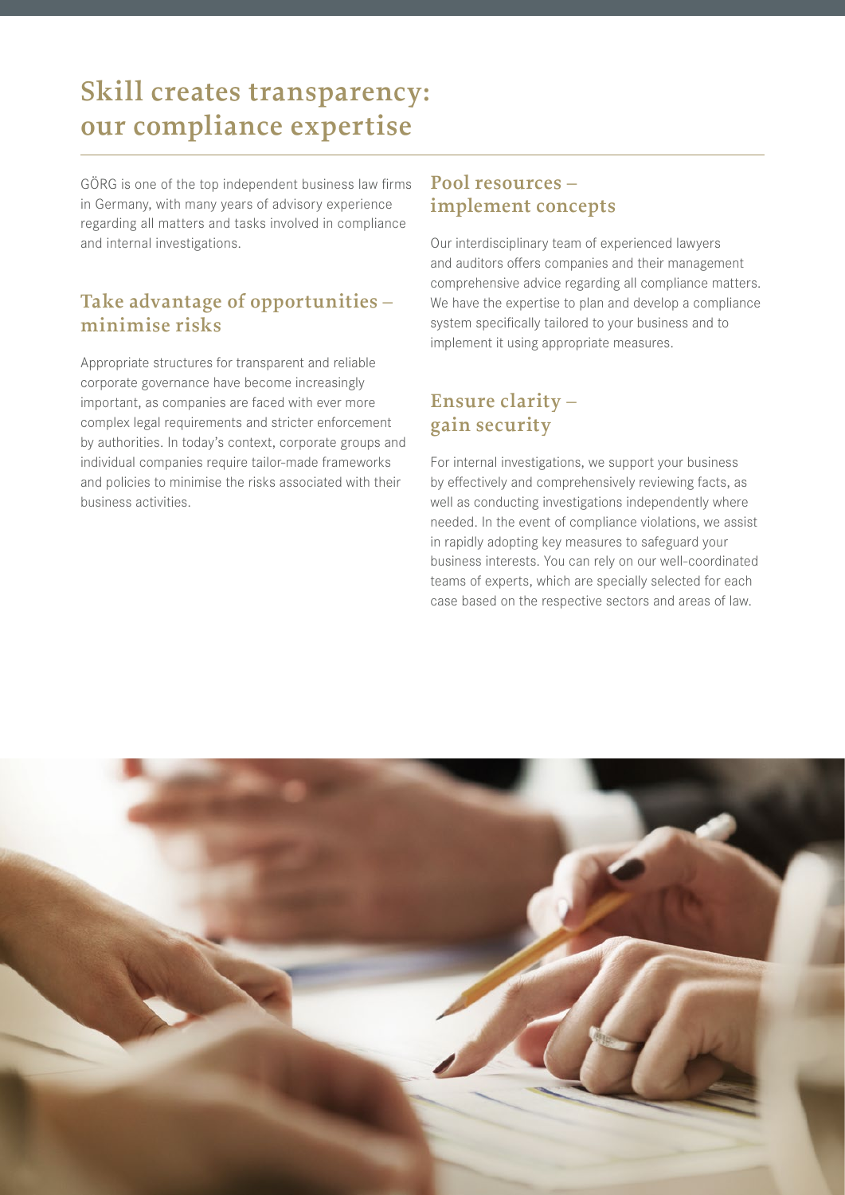# Skill creates transparency: our compliance expertise

GÖRG is one of the top independent business law firms in Germany, with many years of advisory experience regarding all matters and tasks involved in compliance and internal investigations.

## Take advantage of opportunities – minimise risks

Appropriate structures for transparent and reliable corporate governance have become increasingly important, as companies are faced with ever more complex legal requirements and stricter enforcement by authorities. In today's context, corporate groups and individual companies require tailor-made frameworks and policies to minimise the risks associated with their business activities.

## Pool resources – implement concepts

Our interdisciplinary team of experienced lawyers and auditors offers companies and their management comprehensive advice regarding all compliance matters. We have the expertise to plan and develop a compliance system specifically tailored to your business and to implement it using appropriate measures.

## Ensure clarity – gain security

For internal investigations, we support your business by effectively and comprehensively reviewing facts, as well as conducting investigations independently where needed. In the event of compliance violations, we assist in rapidly adopting key measures to safeguard your business interests. You can rely on our well-coordinated teams of experts, which are specially selected for each case based on the respective sectors and areas of law.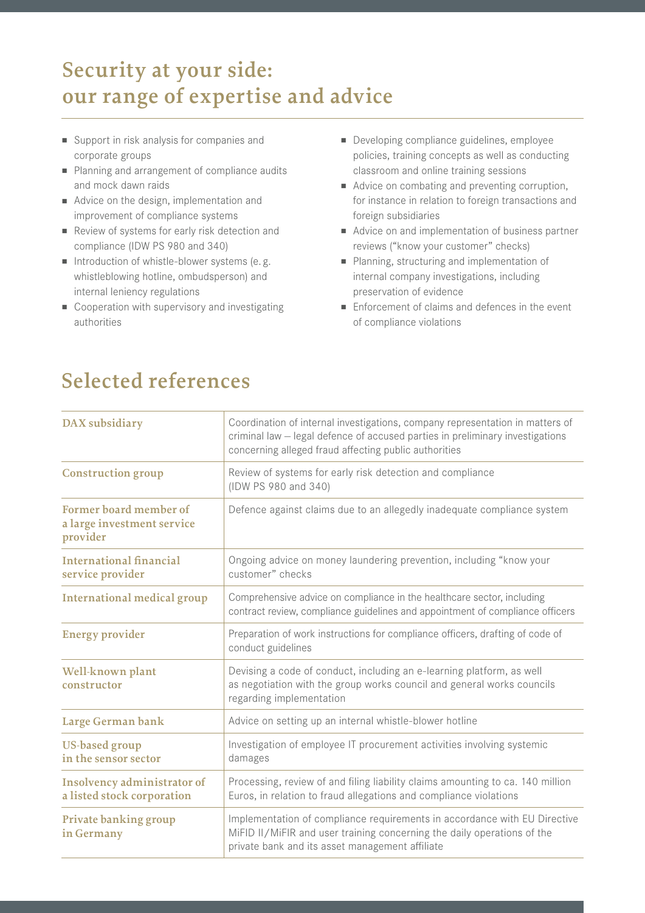## Security at your side: our range of expertise and advice

- Support in risk analysis for companies and corporate groups
- Planning and arrangement of compliance audits and mock dawn raids
- Advice on the design, implementation and improvement of compliance systems
- Review of systems for early risk detection and compliance (IDW PS 980 and 340)
- Introduction of whistle-blower systems (e. g. whistleblowing hotline, ombudsperson) and internal leniency regulations
- Cooperation with supervisory and investigating authorities
- Developing compliance guidelines, employee policies, training concepts as well as conducting classroom and online training sessions
- Advice on combating and preventing corruption, for instance in relation to foreign transactions and foreign subsidiaries
- Advice on and implementation of business partner reviews ("know your customer" checks)
- Planning, structuring and implementation of internal company investigations, including preservation of evidence
- Enforcement of claims and defences in the event of compliance violations

## Selected references

| | |
|---|---|
| **DAX subsidiary** | Coordination of internal investigations, company representation in matters of criminal law – legal defence of accused parties in preliminary investigations concerning alleged fraud affecting public authorities |
| **Construction group** | Review of systems for early risk detection and compliance (IDW PS 980 and 340) |
| **Former board member of a large investment service provider** | Defence against claims due to an allegedly inadequate compliance system |
| **International financial service provider** | Ongoing advice on money laundering prevention, including "know your customer" checks |
| **International medical group** | Comprehensive advice on compliance in the healthcare sector, including contract review, compliance guidelines and appointment of compliance officers |
| **Energy provider** | Preparation of work instructions for compliance officers, drafting of code of conduct guidelines |
| **Well-known plant constructor** | Devising a code of conduct, including an e-learning platform, as well as negotiation with the group works council and general works councils regarding implementation |
| **Large German bank** | Advice on setting up an internal whistle-blower hotline |
| **US-based group in the sensor sector** | Investigation of employee IT procurement activities involving systemic damages |
| **Insolvency administrator of a listed stock corporation** | Processing, review of and filing liability claims amounting to ca. 140 million Euros, in relation to fraud allegations and compliance violations |
| **Private banking group in Germany** | Implementation of compliance requirements in accordance with EU Directive MiFID II/MiFIR and user training concerning the daily operations of the private bank and its asset management affiliate |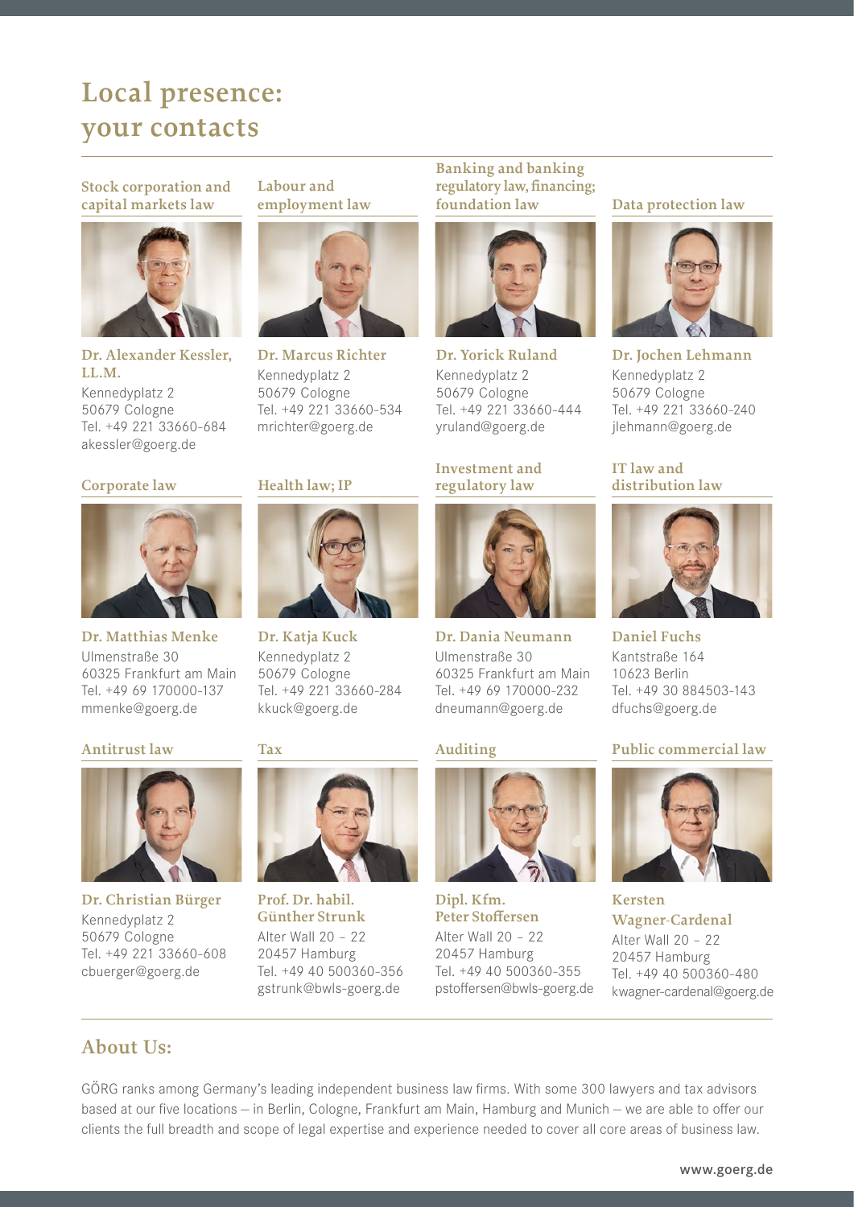# Local presence: your contacts

### Stock corporation and capital markets law

**Dr. Alexander Kessler, LL.M.**
Kennedyplatz 2
50679 Cologne
Tel. +49 221 33660-684
akessler@goerg.de

### Labour and employment law

**Dr. Marcus Richter**
Kennedyplatz 2
50679 Cologne
Tel. +49 221 33660-534
mrichter@goerg.de

### Banking and banking regulatory law, financing; foundation law

**Dr. Yorick Ruland**
Kennedyplatz 2
50679 Cologne
Tel. +49 221 33660-444
yruland@goerg.de

### Data protection law

**Dr. Jochen Lehmann**
Kennedyplatz 2
50679 Cologne
Tel. +49 221 33660-240
jlehmann@goerg.de

### Corporate law

**Dr. Matthias Menke**
Ulmenstraße 30
60325 Frankfurt am Main
Tel. +49 69 170000-137
mmenke@goerg.de

### Health law; IP

**Dr. Katja Kuck**
Kennedyplatz 2
50679 Cologne
Tel. +49 221 33660-284
kkuck@goerg.de

### Investment and regulatory law

**Dr. Dania Neumann**
Ulmenstraße 30
60325 Frankfurt am Main
Tel. +49 69 170000-232
dneumann@goerg.de

### IT law and distribution law

**Daniel Fuchs**
Kantstraße 164
10623 Berlin
Tel. +49 30 884503-143
dfuchs@goerg.de

### Antitrust law

**Dr. Christian Bürger**
Kennedyplatz 2
50679 Cologne
Tel. +49 221 33660-608
cbuerger@goerg.de

### Tax

**Prof. Dr. habil. Günther Strunk**
Alter Wall 20 – 22
20457 Hamburg
Tel. +49 40 500360-356
gstrunk@bwls-goerg.de

### Auditing

**Dipl. Kfm. Peter Stoffersen**
Alter Wall 20 – 22
20457 Hamburg
Tel. +49 40 500360-355
pstoffersen@bwls-goerg.de

### Public commercial law

**Kersten Wagner-Cardenal**
Alter Wall 20 – 22
20457 Hamburg
Tel. +49 40 500360-480
kwagner-cardenal@goerg.de

## About Us:

GÖRG ranks among Germany's leading independent business law firms. With some 300 lawyers and tax advisors based at our five locations – in Berlin, Cologne, Frankfurt am Main, Hamburg and Munich – we are able to offer our clients the full breadth and scope of legal expertise and experience needed to cover all core areas of business law.

www.goerg.de